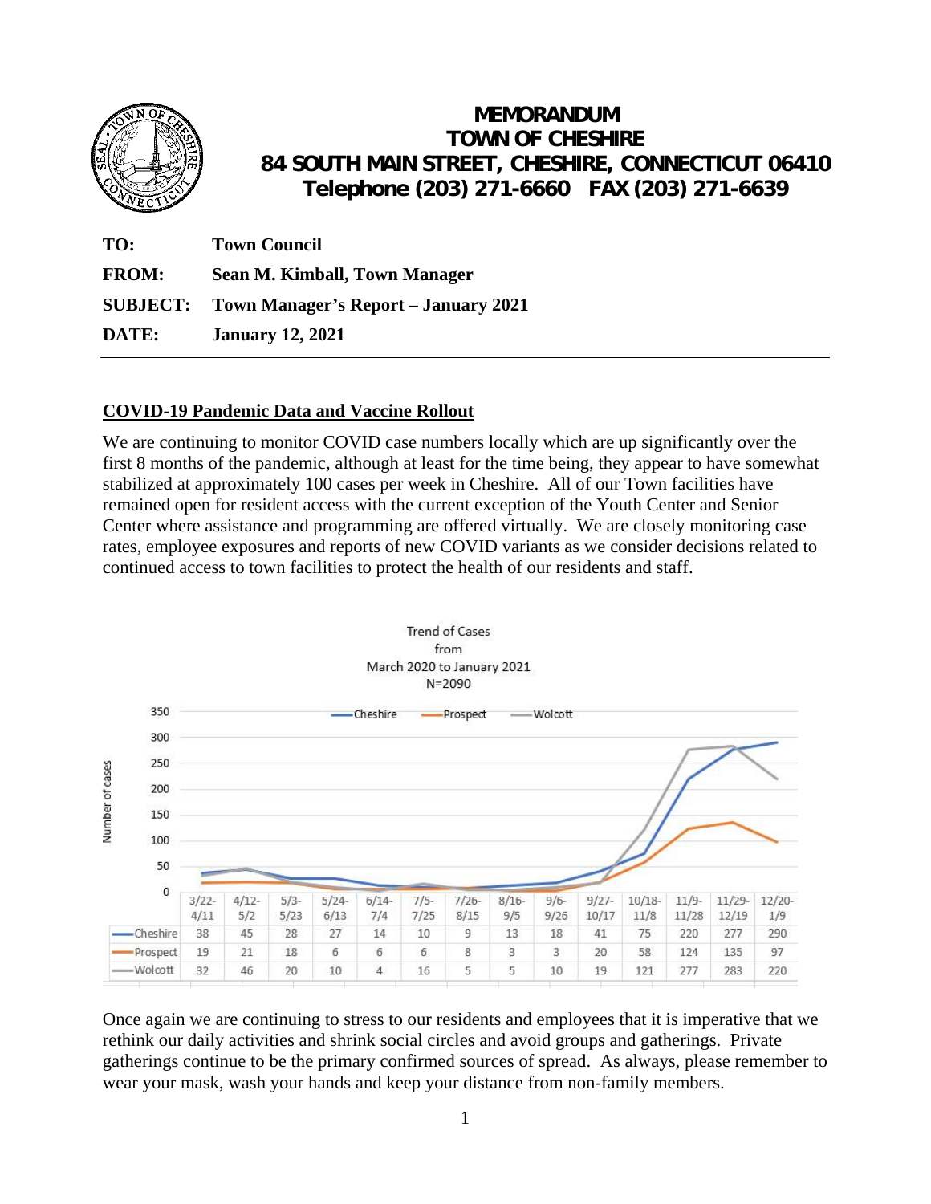# MEMORANDUM
# TOWN OF CHESHIRE
## 84 SOUTH MAIN STREET, CHESHIRE, CONNECTICUT 06410
## Telephone (203) 271-6660 FAX (203) 271-6639

**TO:** Town Council

**FROM:** Sean M. Kimball, Town Manager

**SUBJECT:** Town Manager's Report – January 2021

**DATE:** January 12, 2021

---

**COVID-19 Pandemic Data and Vaccine Rollout**

We are continuing to monitor COVID case numbers locally which are up significantly over the first 8 months of the pandemic, although at least for the time being, they appear to have somewhat stabilized at approximately 100 cases per week in Cheshire. All of our Town facilities have remained open for resident access with the current exception of the Youth Center and Senior Center where assistance and programming are offered virtually. We are closely monitoring case rates, employee exposures and reports of new COVID variants as we consider decisions related to continued access to town facilities to protect the health of our residents and staff.

Trend of Cases from March 2020 to January 2021 N=2090

| | 3/22-4/11 | 4/12-5/2 | 5/3-5/23 | 5/24-6/13 | 6/14-7/4 | 7/5-7/25 | 7/26-8/15 | 8/16-9/5 | 9/6-9/26 | 9/27-10/17 | 10/18-11/8 | 11/9-11/28 | 11/29-12/19 | 12/20-1/9 |
|---|---|---|---|---|---|---|---|---|---|---|---|---|---|---|
| Cheshire | 38 | 45 | 28 | 27 | 14 | 10 | 9 | 13 | 18 | 41 | 75 | 220 | 277 | 290 |
| Prospect | 19 | 21 | 18 | 6 | 6 | 6 | 8 | 3 | 3 | 20 | 58 | 124 | 135 | 97 |
| Wolcott | 32 | 46 | 20 | 10 | 4 | 16 | 5 | 5 | 10 | 19 | 121 | 277 | 283 | 220 |

Once again we are continuing to stress to our residents and employees that it is imperative that we rethink our daily activities and shrink social circles and avoid groups and gatherings. Private gatherings continue to be the primary confirmed sources of spread. As always, please remember to wear your mask, wash your hands and keep your distance from non-family members.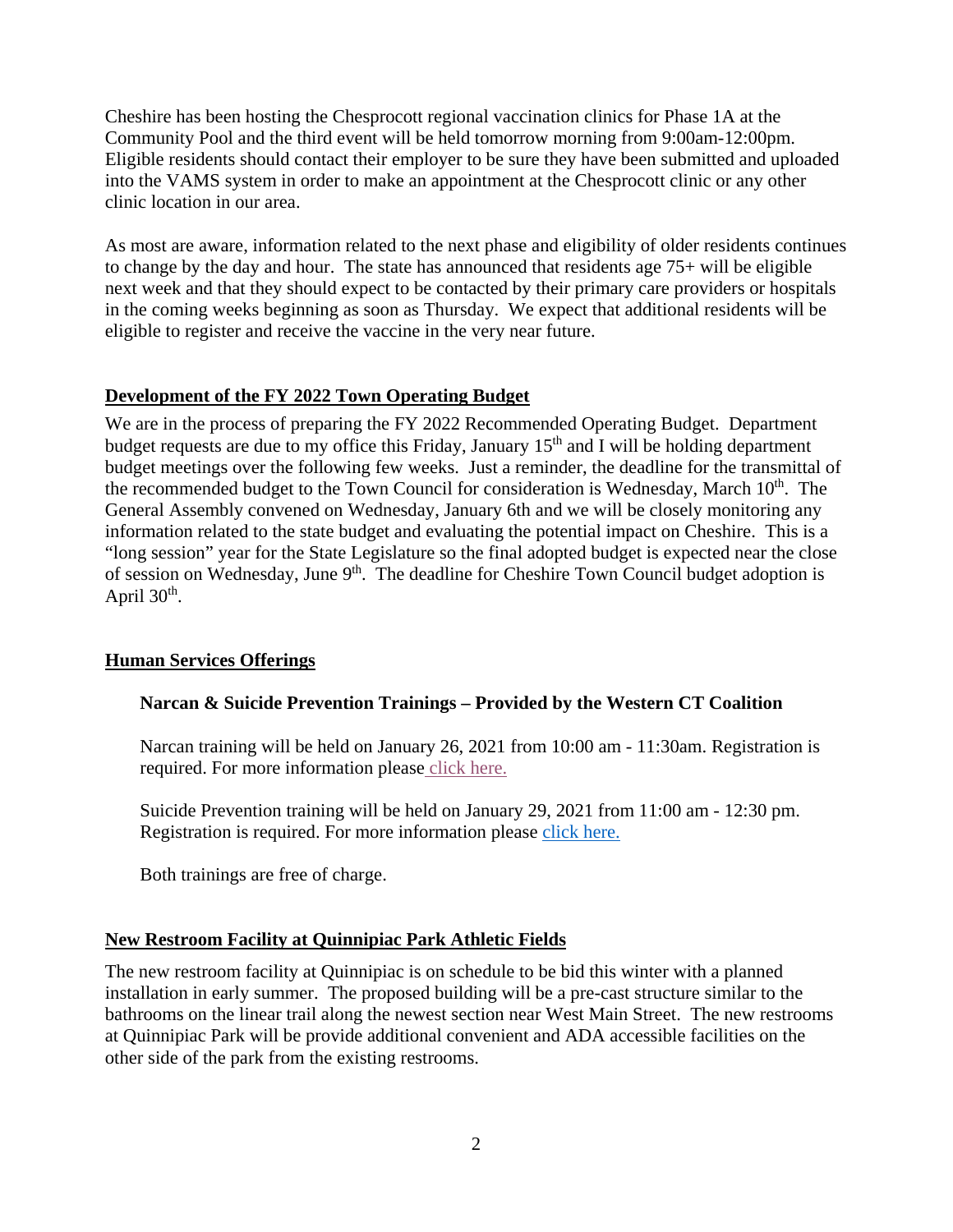Cheshire has been hosting the Chesprocott regional vaccination clinics for Phase 1A at the Community Pool and the third event will be held tomorrow morning from 9:00am-12:00pm. Eligible residents should contact their employer to be sure they have been submitted and uploaded into the VAMS system in order to make an appointment at the Chesprocott clinic or any other clinic location in our area.

As most are aware, information related to the next phase and eligibility of older residents continues to change by the day and hour. The state has announced that residents age 75+ will be eligible next week and that they should expect to be contacted by their primary care providers or hospitals in the coming weeks beginning as soon as Thursday. We expect that additional residents will be eligible to register and receive the vaccine in the very near future.

## Development of the FY 2022 Town Operating Budget

We are in the process of preparing the FY 2022 Recommended Operating Budget. Department budget requests are due to my office this Friday, January 15th and I will be holding department budget meetings over the following few weeks. Just a reminder, the deadline for the transmittal of the recommended budget to the Town Council for consideration is Wednesday, March 10th. The General Assembly convened on Wednesday, January 6th and we will be closely monitoring any information related to the state budget and evaluating the potential impact on Cheshire. This is a "long session" year for the State Legislature so the final adopted budget is expected near the close of session on Wednesday, June 9th. The deadline for Cheshire Town Council budget adoption is April 30th.

## Human Services Offerings

### Narcan & Suicide Prevention Trainings – Provided by the Western CT Coalition

Narcan training will be held on January 26, 2021 from 10:00 am - 11:30am. Registration is required. For more information please click here.

Suicide Prevention training will be held on January 29, 2021 from 11:00 am - 12:30 pm. Registration is required. For more information please click here.

Both trainings are free of charge.

## New Restroom Facility at Quinnipiac Park Athletic Fields

The new restroom facility at Quinnipiac is on schedule to be bid this winter with a planned installation in early summer. The proposed building will be a pre-cast structure similar to the bathrooms on the linear trail along the newest section near West Main Street. The new restrooms at Quinnipiac Park will be provide additional convenient and ADA accessible facilities on the other side of the park from the existing restrooms.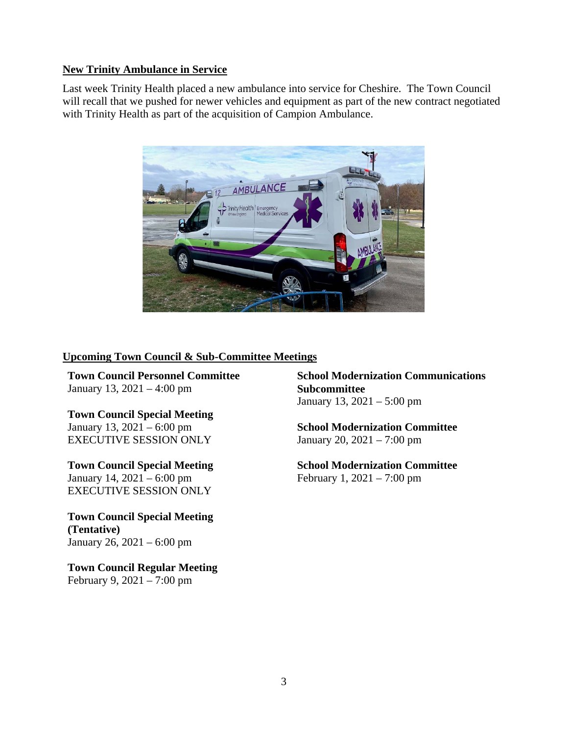**New Trinity Ambulance in Service**

Last week Trinity Health placed a new ambulance into service for Cheshire. The Town Council will recall that we pushed for newer vehicles and equipment as part of the new contract negotiated with Trinity Health as part of the acquisition of Campion Ambulance.

**Upcoming Town Council & Sub-Committee Meetings**

**Town Council Personnel Committee**
January 13, 2021 – 4:00 pm

**Town Council Special Meeting**
January 13, 2021 – 6:00 pm
EXECUTIVE SESSION ONLY

**Town Council Special Meeting**
January 14, 2021 – 6:00 pm
EXECUTIVE SESSION ONLY

**Town Council Special Meeting (Tentative)**
January 26, 2021 – 6:00 pm

**Town Council Regular Meeting**
February 9, 2021 – 7:00 pm

**School Modernization Communications Subcommittee**
January 13, 2021 – 5:00 pm

**School Modernization Committee**
January 20, 2021 – 7:00 pm

**School Modernization Committee**
February 1, 2021 – 7:00 pm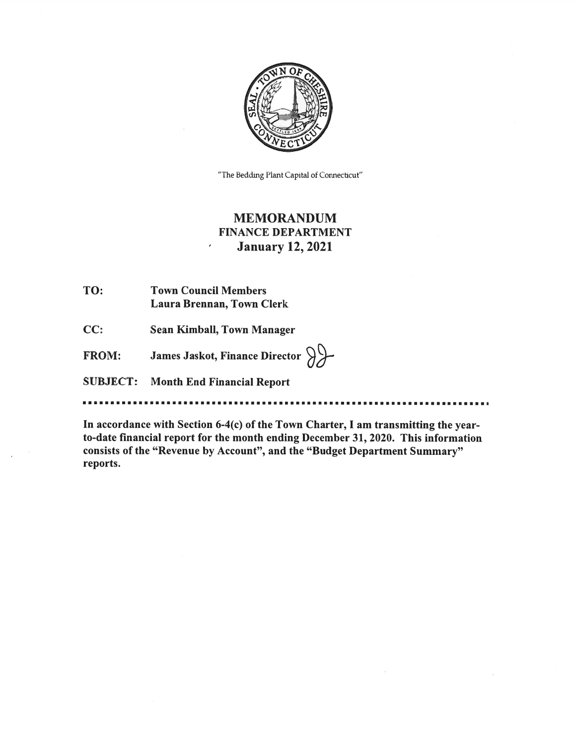"The Bedding Plant Capital of Connecticut"

# MEMORANDUM
## FINANCE DEPARTMENT
## January 12, 2021

**TO:** Town Council Members
Laura Brennan, Town Clerk

**CC:** Sean Kimball, Town Manager

**FROM:** James Jaskot, Finance Director

**SUBJECT:** Month End Financial Report

---

**In accordance with Section 6-4(c) of the Town Charter, I am transmitting the year-to-date financial report for the month ending December 31, 2020. This information consists of the "Revenue by Account", and the "Budget Department Summary" reports.**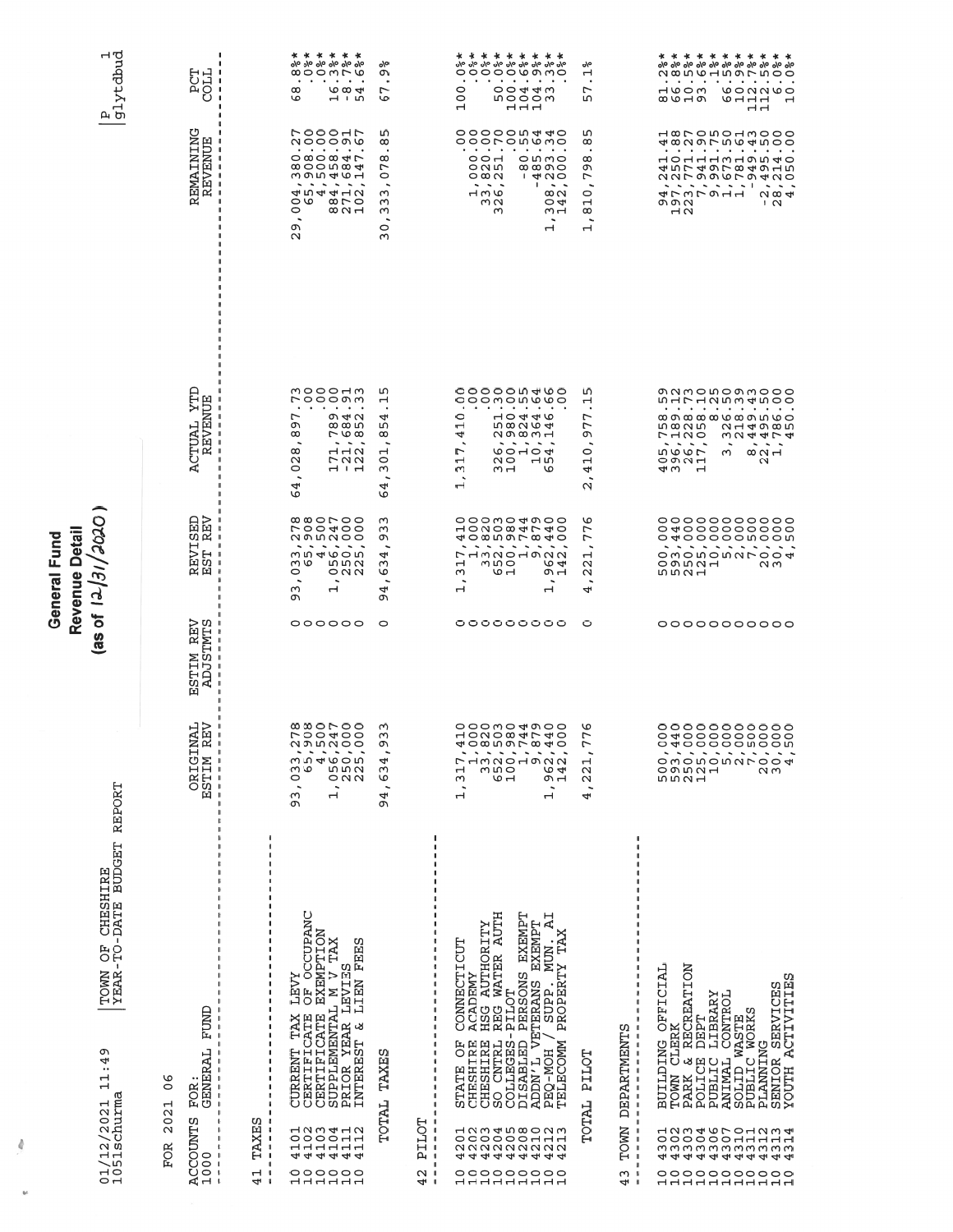# General Fund
## Revenue Detail
### (as of 12/31/2020)

01/12/2021 11:49 | TOWN OF CHESHIRE
1051schurma | YEAR-TO-DATE BUDGET REPORT

P 1
glytdbud

FOR 2021 06

| ACCOUNTS FOR: 1000 GENERAL FUND | | ORIGINAL ESTIM REV | ESTIM REV ADJSTMTS | REVISED EST REV | ACTUAL YTD REVENUE | REMAINING REVENUE | PCT COLL |
|---|---|---|---|---|---|---|---|
| **41 TAXES** | | | | | | | |
| 10 4101 | CURRENT TAX LEVY | 93,033,278 | 0 | 93,033,278 | 64,028,897.73 | 29,004,380.27 | 68.8%* |
| 10 4102 | CERTIFICATE OF OCCUPANC | 65,908 | 0 | 65,908 | .00 | 65,908.00 | .0%* |
| 10 4103 | CERTIFICATE EXEMPTION | 4,500 | 0 | 4,500 | .00 | 4,500.00 | .0%* |
| 10 4104 | SUPPLEMENTAL M V TAX | 1,056,247 | 0 | 1,056,247 | 171,789.00 | 884,458.00 | 16.3%* |
| 10 4111 | PRIOR YEAR LEVIES | 250,000 | 0 | 250,000 | -21,684.91 | 271,684.91 | -8.7%* |
| 10 4112 | INTEREST & LIEN FEES | 225,000 | 0 | 225,000 | 122,852.33 | 102,147.67 | 54.6%* |
| | TOTAL TAXES | 94,634,933 | 0 | 94,634,933 | 64,301,854.15 | 30,333,078.85 | 67.9% |
| **42 PILOT** | | | | | | | |
| 10 4201 | STATE OF CONNECTICUT | 1,317,410 | 0 | 1,317,410 | 1,317,410.00 | .00 | 100.0%* |
| 10 4202 | CHESHIRE ACADEMY | 1,000 | 0 | 1,000 | .00 | 1,000.00 | .0%* |
| 10 4203 | CHESHIRE HSG AUTHORITY | 33,820 | 0 | 33,820 | .00 | 33,820.00 | .0%* |
| 10 4204 | SO CNTRL REG WATER AUTH | 652,503 | 0 | 652,503 | 326,251.30 | 326,251.70 | 50.0%* |
| 10 4205 | COLLEGES-PILOT | 100,980 | 0 | 100,980 | 100,980.00 | .00 | 100.0%* |
| 10 4208 | DISABLED PERSONS EXEMPT | 1,744 | 0 | 1,744 | 1,824.55 | -80.55 | 104.6%* |
| 10 4210 | ADDN'L VETERANS EXEMPT | 9,879 | 0 | 9,879 | 10,364.64 | -485.64 | 104.9%* |
| 10 4212 | PEQ-MOH / SUPP. MUN. AI | 1,962,440 | 0 | 1,962,440 | 654,146.66 | 1,308,293.34 | 33.3%* |
| 10 4213 | TELECOMM PROPERTY TAX | 142,000 | 0 | 142,000 | .00 | 142,000.00 | .0%* |
| | TOTAL PILOT | 4,221,776 | 0 | 4,221,776 | 2,410,977.15 | 1,810,798.85 | 57.1% |
| **43 TOWN DEPARTMENTS** | | | | | | | |
| 10 4301 | BUILDING OFFICIAL | 500,000 | 0 | 500,000 | 405,758.59 | 94,241.41 | 81.2%* |
| 10 4302 | TOWN CLERK | 593,440 | 0 | 593,440 | 396,189.12 | 197,250.88 | 66.8%* |
| 10 4303 | PARK & RECREATION | 250,000 | 0 | 250,000 | 26,228.73 | 223,771.27 | 10.5%* |
| 10 4304 | POLICE DEPT | 125,000 | 0 | 125,000 | 117,058.10 | 7,941.90 | 93.6%* |
| 10 4306 | PUBLIC LIBRARY | 10,000 | 0 | 10,000 | 8.25 | 9,991.75 | .1%* |
| 10 4307 | ANIMAL CONTROL | 5,000 | 0 | 5,000 | 3,326.50 | 1,673.50 | 66.5%* |
| 10 4310 | SOLID WASTE | 2,000 | 0 | 2,000 | 218.39 | 1,781.61 | 10.9%* |
| 10 4311 | PUBLIC WORKS | 7,500 | 0 | 7,500 | 8,449.43 | -949.43 | 112.7%* |
| 10 4312 | PLANNING | 20,000 | 0 | 20,000 | 22,495.50 | -2,495.50 | 112.5%* |
| 10 4313 | SENIOR SERVICES | 30,000 | 0 | 30,000 | 1,786.00 | 28,214.00 | 6.0%* |
| 10 4314 | YOUTH ACTIVITIES | 4,500 | 0 | 4,500 | 450.00 | 4,050.00 | 10.0%* |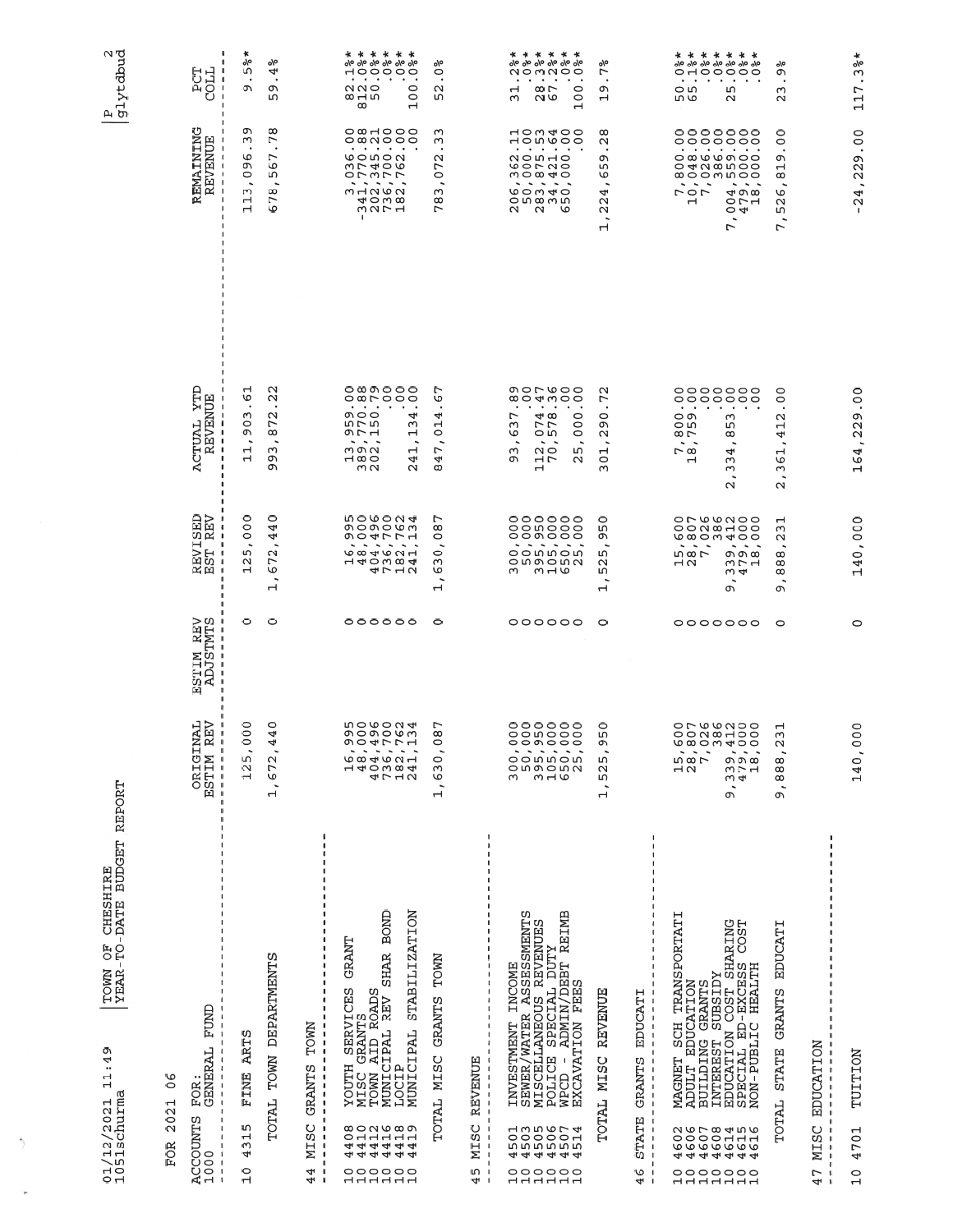01/12/2021 11:49
1051schurma

TOWN OF CHESHIRE
YEAR-TO-DATE BUDGET REPORT

FOR 2021 06

| ACCOUNTS FOR: 1000 GENERAL FUND | | ORIGINAL ESTIM REV | ESTIM REV ADJUSTMTS | REVISED EST REV | ACTUAL YTD REVENUE | REMAINING REVENUE | PCT COLL |
|---|---|---|---|---|---|---|---|
| 10 4315 | FINE ARTS | 125,000 | 0 | 125,000 | 11,903.61 | 113,096.39 | 9.5%* |
| | TOTAL TOWN DEPARTMENTS | 1,672,440 | 0 | 1,672,440 | 993,872.22 | 678,567.78 | 59.4% |
| **44 MISC GRANTS TOWN** | | | | | | | |
| 10 4408 | YOUTH SERVICES GRANT | 16,995 | 0 | 16,995 | 13,959.00 | 3,036.00 | 82.1%* |
| 10 4410 | MISC GRANTS | 48,000 | 0 | 48,000 | 389,770.88 | -341,770.88 | 812.0%* |
| 10 4412 | TOWN AID ROADS | 404,496 | 0 | 404,496 | 202,150.79 | 202,345.21 | 50.0%* |
| 10 4416 | MUNICIPAL REV SHAR BOND | 736,700 | 0 | 736,700 | .00 | 736,700.00 | .0%* |
| 10 4418 | LOCIP | 182,762 | 0 | 182,762 | .00 | 182,762.00 | .0%* |
| 10 4419 | MUNICIPAL STABILIZATION | 241,134 | 0 | 241,134 | 241,134.00 | .00 | 100.0%* |
| | TOTAL MISC GRANTS TOWN | 1,630,087 | 0 | 1,630,087 | 847,014.67 | 783,072.33 | 52.0% |
| **45 MISC REVENUE** | | | | | | | |
| 10 4501 | INVESTMENT INCOME | 300,000 | 0 | 300,000 | 93,637.89 | 206,362.11 | 31.2%* |
| 10 4503 | SEWER/WATER ASSESSMENTS | 50,000 | 0 | 50,000 | .00 | 50,000.00 | .0%* |
| 10 4505 | MISCELLANEOUS REVENUES | 395,950 | 0 | 395,950 | 112,074.47 | 283,875.53 | 28.3%* |
| 10 4506 | POLICE SPECIAL DUTY | 105,000 | 0 | 105,000 | 70,578.36 | 34,421.64 | 67.2%* |
| 10 4507 | WPCD - ADMIN/DEBT REIMB | 650,000 | 0 | 650,000 | .00 | 650,000.00 | .0%* |
| 10 4514 | EXCAVATION FEES | 25,000 | 0 | 25,000 | 25,000.00 | .00 | 100.0%* |
| | TOTAL MISC REVENUE | 1,525,950 | 0 | 1,525,950 | 301,290.72 | 1,224,659.28 | 19.7% |
| **46 STATE GRANTS EDUCATI** | | | | | | | |
| 10 4602 | MAGNET SCH TRANSPORTATI | 15,600 | 0 | 15,600 | 7,800.00 | 7,800.00 | 50.0%* |
| 10 4606 | ADULT EDUCATION | 28,807 | 0 | 28,807 | 18,759.00 | 10,048.00 | 65.1%* |
| 10 4607 | BUILDING GRANTS | 7,026 | 0 | 7,026 | .00 | 7,026.00 | .0%* |
| 10 4608 | INTEREST SUBSIDY | 386 | 0 | 386 | .00 | 386.00 | .0%* |
| 10 4614 | EDUCATION COST SHARING | 9,339,412 | 0 | 9,339,412 | 2,334,853.00 | 7,004,559.00 | 25.0%* |
| 10 4615 | SPECIAL ED-EXCESS COST | 479,000 | 0 | 479,000 | .00 | 479,000.00 | .0%* |
| 10 4616 | NON-PUBLIC HEALTH | 18,000 | 0 | 18,000 | .00 | 18,000.00 | .0%* |
| | TOTAL STATE GRANTS EDUCATI | 9,888,231 | 0 | 9,888,231 | 2,361,412.00 | 7,526,819.00 | 23.9% |
| **47 MISC EDUCATION** | | | | | | | |
| 10 4701 | TUITION | 140,000 | 0 | 140,000 | 164,229.00 | -24,229.00 | 117.3%* |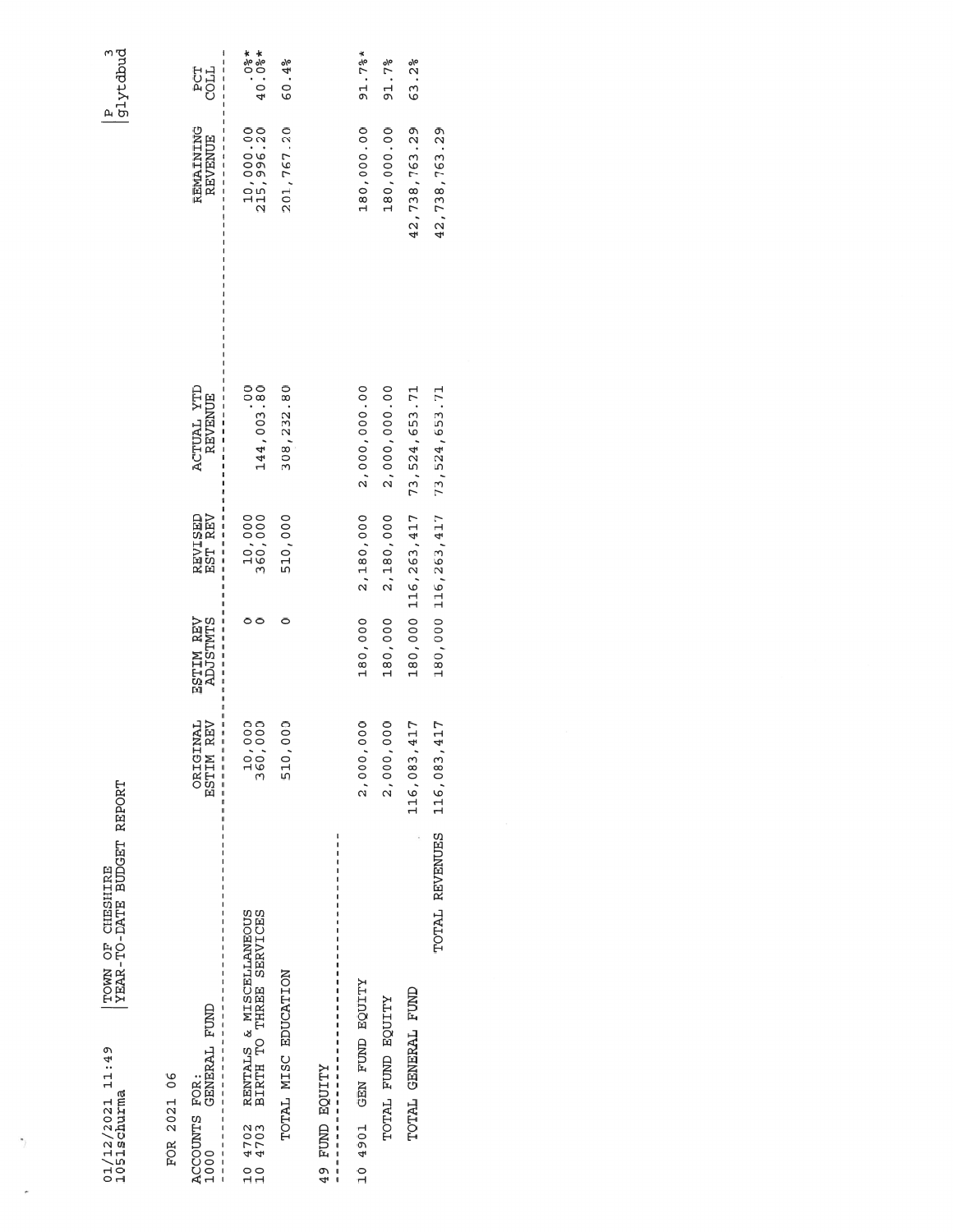01/12/2021 11:49 | TOWN OF CHESHIRE
1051schurma | YEAR-TO-DATE BUDGET REPORT

P 3
glytdbud

FOR 2021 06

| ACCOUNTS FOR: 1000 GENERAL FUND | ORIGINAL ESTIM REV | ESTIM REV ADJSTMTS | REVISED EST REV | ACTUAL YTD REVENUE | REMAINING REVENUE | PCT COLL |
|---|---|---|---|---|---|---|
| 10 4702 RENTALS & MISCELLANEOUS | 10,000 | 0 | 10,000 | .00 | 10,000.00 | .0%* |
| 10 4703 BIRTH TO THREE SERVICES | 360,000 | 0 | 360,000 | 144,003.80 | 215,996.20 | 40.0%* |
| TOTAL MISC EDUCATION | 510,000 | 0 | 510,000 | 308,232.80 | 201,767.20 | 60.4% |
| 49 FUND EQUITY | | | | | | |
| 10 4901 GEN FUND EQUITY | 2,000,000 | 180,000 | 2,180,000 | 2,000,000.00 | 180,000.00 | 91.7%* |
| TOTAL FUND EQUITY | 2,000,000 | 180,000 | 2,180,000 | 2,000,000.00 | 180,000.00 | 91.7% |
| TOTAL GENERAL FUND | 116,083,417 | 180,000 | 116,263,417 | 73,524,653.71 | 42,738,763.29 | 63.2% |
| TOTAL REVENUES | 116,083,417 | 180,000 | 116,263,417 | 73,524,653.71 | 42,738,763.29 | |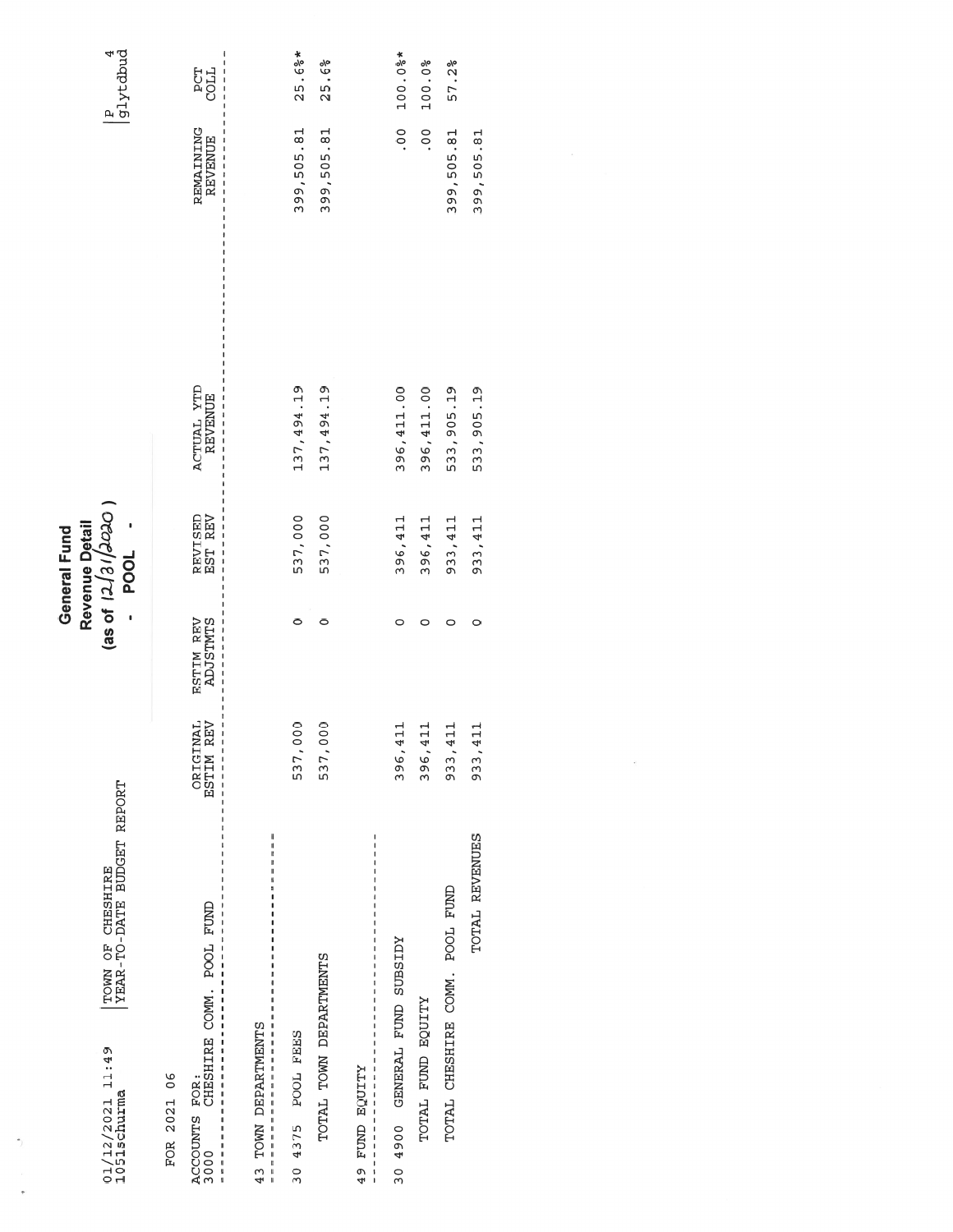01/12/2021 11:49
1051schurma

TOWN OF CHESHIRE
YEAR-TO-DATE BUDGET REPORT

**General Fund**
**Revenue Detail**
**(as of 12/31/2020)**
**- POOL -**

P 4
glytdbud

FOR 2021 06

| ACCOUNTS FOR: 3000 CHESHIRE COMM. POOL FUND | ORIGINAL ESTIM REV | ESTIM REV ADJSTMTS | REVISED EST REV | ACTUAL YTD REVENUE | REMAINING REVENUE | PCT COLL |
|---|---|---|---|---|---|---|
| 43 TOWN DEPARTMENTS | | | | | | |
| 30 4375 POOL FEES | 537,000 | 0 | 537,000 | 137,494.19 | 399,505.81 | 25.6%* |
| TOTAL TOWN DEPARTMENTS | 537,000 | 0 | 537,000 | 137,494.19 | 399,505.81 | 25.6% |
| 49 FUND EQUITY | | | | | | |
| 30 4900 GENERAL FUND SUBSIDY | 396,411 | 0 | 396,411 | 396,411.00 | .00 | 100.0%* |
| TOTAL FUND EQUITY | 396,411 | 0 | 396,411 | 396,411.00 | .00 | 100.0% |
| TOTAL CHESHIRE COMM. POOL FUND | 933,411 | 0 | 933,411 | 533,905.19 | 399,505.81 | 57.2% |
| TOTAL REVENUES | 933,411 | 0 | 933,411 | 533,905.19 | 399,505.81 | |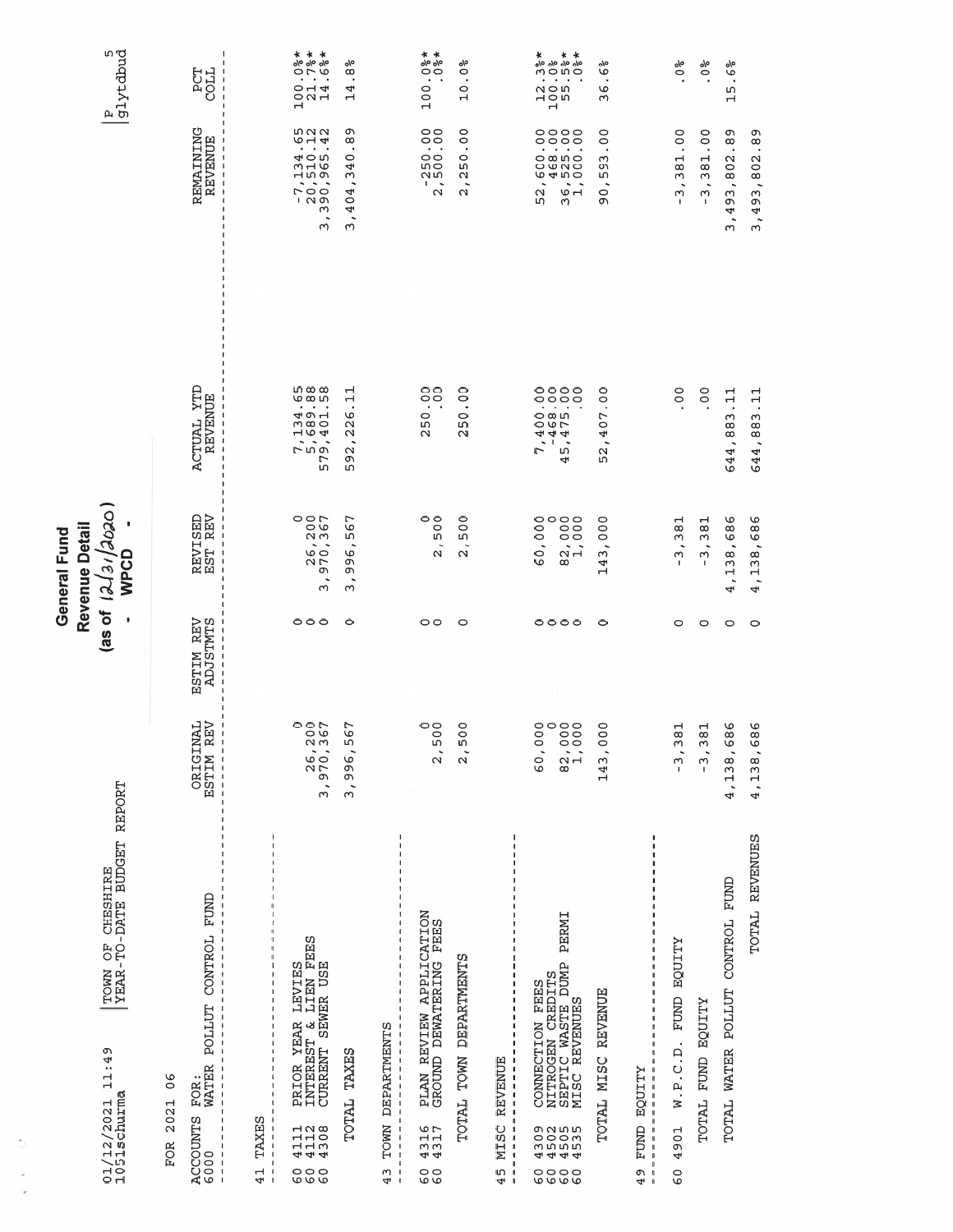# General Fund
## Revenue Detail
### (as of 12/31/2020)
### - WPCD -

01/12/2021 11:49
1051schurma

TOWN OF CHESHIRE
YEAR-TO-DATE BUDGET REPORT

P 5
glytdbud

FOR 2021 06

| ACCOUNTS FOR: 6000 WATER POLLUT CONTROL FUND | ORIGINAL ESTIM REV | ESTIM REV ADJSTMTS | REVISED EST REV | ACTUAL YTD REVENUE | REMAINING REVENUE | PCT COLL |
|---|---|---|---|---|---|---|
| **41 TAXES** | | | | | | |
| 60 4111 PRIOR YEAR LEVIES | 0 | 0 | 0 | 7,134.65 | -7,134.65 | 100.0%* |
| 60 4112 INTEREST & LIEN FEES | 26,200 | 0 | 26,200 | 5,689.88 | 20,510.12 | 21.7%* |
| 60 4308 CURRENT SEWER USE | 3,970,367 | 0 | 3,970,367 | 579,401.58 | 3,390,965.42 | 14.6%* |
| TOTAL TAXES | 3,996,567 | 0 | 3,996,567 | 592,226.11 | 3,404,340.89 | 14.8% |
| **43 TOWN DEPARTMENTS** | | | | | | |
| 60 4316 PLAN REVIEW APPLICATION | 0 | 0 | 0 | 250.00 | -250.00 | 100.0%* |
| 60 4317 GROUND DEWATERING FEES | 2,500 | 0 | 2,500 | .00 | 2,500.00 | .0%* |
| TOTAL TOWN DEPARTMENTS | 2,500 | 0 | 2,500 | 250.00 | 2,250.00 | 10.0% |
| **45 MISC REVENUE** | | | | | | |
| 60 4309 CONNECTION FEES | 60,000 | 0 | 60,000 | 7,400.00 | 52,600.00 | 12.3%* |
| 60 4502 NITROGEN CREDITS | 0 | 0 | 0 | -468.00 | 468.00 | 100.0% |
| 60 4505 SEPTIC WASTE DUMP PERMI | 82,000 | 0 | 82,000 | 45,475.00 | 36,525.00 | 55.5%* |
| 60 4535 MISC REVENUES | 1,000 | 0 | 1,000 | .00 | 1,000.00 | .0%* |
| TOTAL MISC REVENUE | 143,000 | 0 | 143,000 | 52,407.00 | 90,593.00 | 36.6% |
| **49 FUND EQUITY** | | | | | | |
| 60 4901 W.P.C.D. FUND EQUITY | -3,381 | 0 | -3,381 | .00 | -3,381.00 | .0% |
| TOTAL FUND EQUITY | -3,381 | 0 | -3,381 | .00 | -3,381.00 | .0% |
| TOTAL WATER POLLUT CONTROL FUND | 4,138,686 | 0 | 4,138,686 | 644,883.11 | 3,493,802.89 | 15.6% |
| TOTAL REVENUES | 4,138,686 | 0 | 4,138,686 | 644,883.11 | 3,493,802.89 | |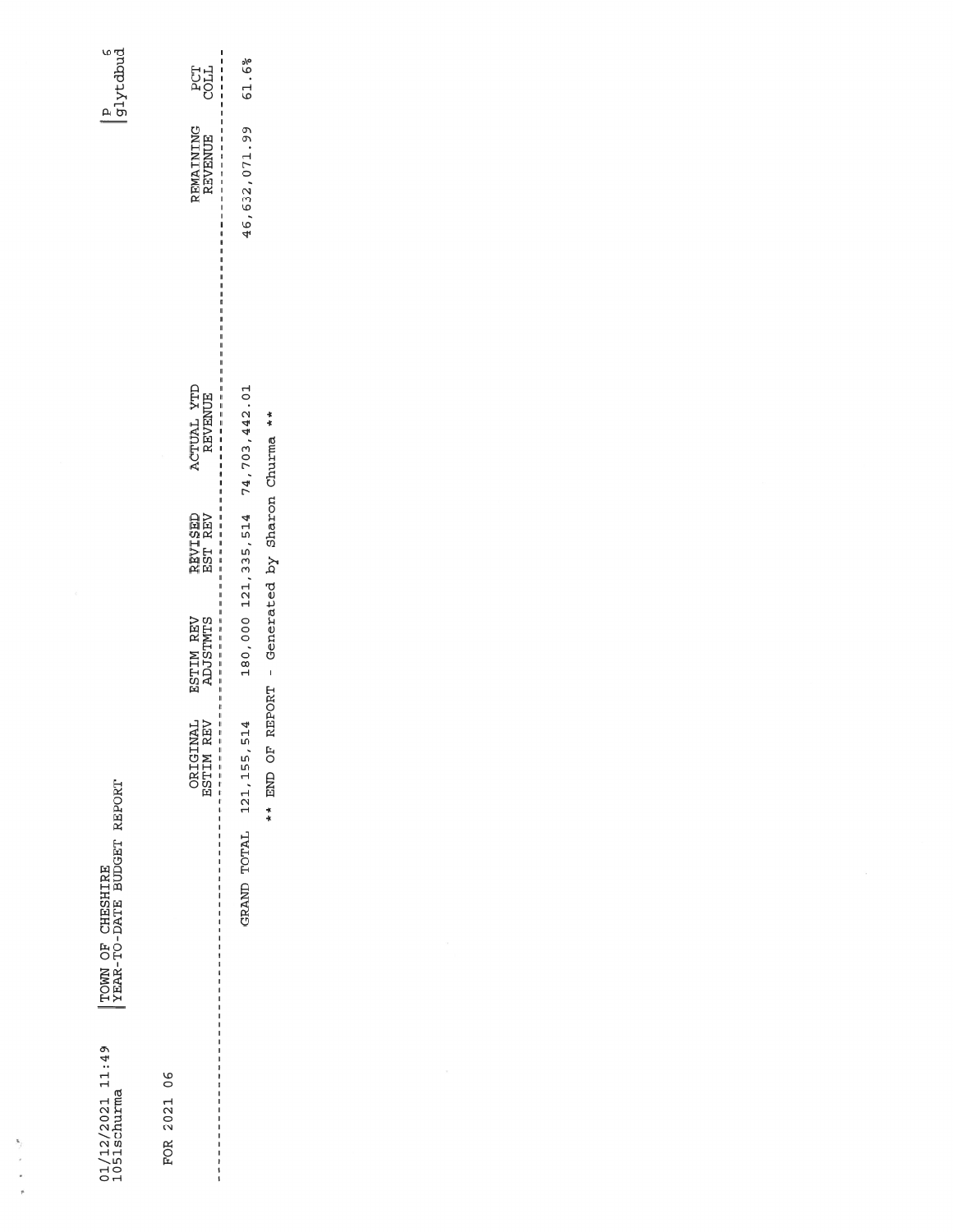01/12/2021 11:49
1051schurma

TOWN OF CHESHIRE
YEAR-TO-DATE BUDGET REPORT

FOR 2021 06

| | ORIGINAL ESTIM REV | ESTIM REV ADJSTMTS | REVISED EST REV | ACTUAL YTD REVENUE | REMAINING REVENUE | PCT COLL |
|---|---|---|---|---|---|---|
| GRAND TOTAL | 121,155,514 | 180,000 | 121,335,514 | 74,703,442.01 | 46,632,071.99 | 61.6% |

** END OF REPORT - Generated by Sharon Churma **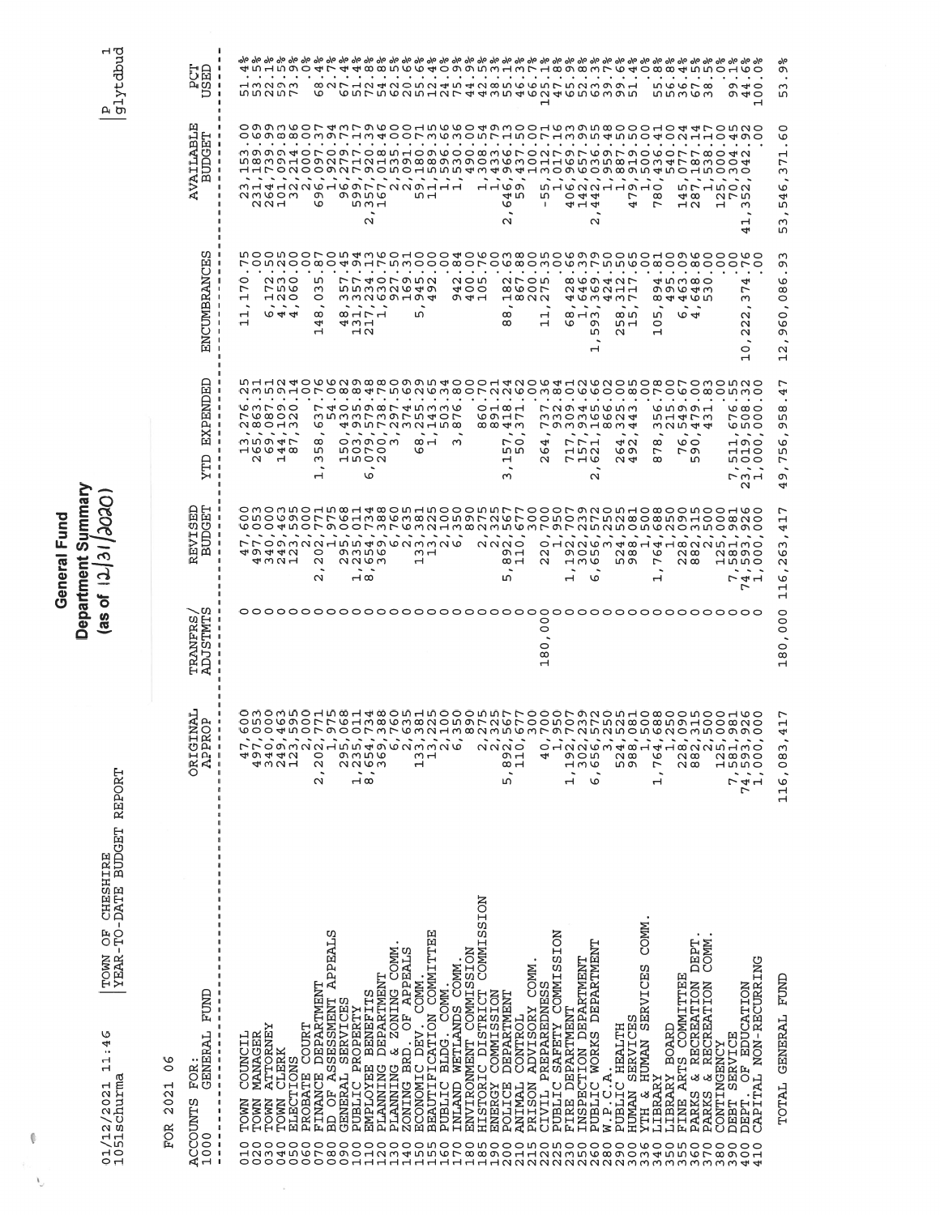# General Fund
## Department Summary
## (as of 12/31/2020)

01/12/2021 11:46 | TOWN OF CHESHIRE
1051schurma | YEAR-TO-DATE BUDGET REPORT

P 1
glytdbud

FOR 2021 06

| ACCOUNTS FOR: 1000 GENERAL FUND | | ORIGINAL APPROP | TRANFRS/ ADJSTMTS | REVISED BUDGET | YTD EXPENDED | ENCUMBRANCES | AVAILABLE BUDGET | PCT USED |
|---|---|---|---|---|---|---|---|---|
| 010 | TOWN COUNCIL | 47,600 | 0 | 47,600 | 13,276.25 | 11,170.75 | 23,153.00 | 51.4% |
| 020 | TOWN MANAGER | 497,053 | 0 | 497,053 | 265,863.31 | .00 | 231,189.69 | 53.5% |
| 030 | TOWN ATTORNEY | 340,000 | 0 | 340,000 | 69,087.51 | 6,172.50 | 264,739.99 | 22.1% |
| 040 | TOWN CLERK | 249,463 | 0 | 249,463 | 144,109.92 | 4,253.25 | 101,099.83 | 59.5% |
| 050 | ELECTIONS | 123,595 | 0 | 123,595 | 87,320.14 | 4,060.00 | 32,214.86 | 73.9% |
| 060 | PROBATE COURT | 2,000 | 0 | 2,000 | .00 | .00 | 2,000.00 | .0% |
| 070 | FINANCE DEPARTMENT | 2,202,771 | 0 | 2,202,771 | 1,358,637.76 | 148,035.87 | 696,097.37 | 68.4% |
| 080 | BD OF ASSESSMENT APPEALS | 1,975 | 0 | 1,975 | 54.06 | .00 | 1,920.94 | 2.7% |
| 090 | GENERAL SERVICES | 295,068 | 0 | 295,068 | 150,430.82 | 48,357.45 | 96,279.73 | 67.4% |
| 100 | PUBLIC PROPERTY | 1,235,011 | 0 | 1,235,011 | 503,935.89 | 131,357.94 | 599,717.17 | 51.4% |
| 110 | EMPLOYEE BENEFITS | 8,654,734 | 0 | 8,654,734 | 6,079,579.48 | 217,234.13 | 2,357,920.39 | 72.8% |
| 120 | PLANNING DEPARTMENT | 369,388 | 0 | 369,388 | 200,738.78 | 1,630.76 | 167,018.46 | 54.8% |
| 130 | PLANNING & ZONING COMM. | 6,760 | 0 | 6,760 | 3,297.50 | 927.50 | 2,535.00 | 62.5% |
| 140 | ZONING BRD. OF APPEALS | 2,635 | 0 | 2,635 | 374.69 | 169.31 | 2,091.00 | 20.6% |
| 150 | ECONOMIC DEV. COMM. | 133,381 | 0 | 133,381 | 68,255.29 | 5,945.00 | 59,180.71 | 55.6% |
| 155 | BEAUTIFICATION COMMITTEE | 13,225 | 0 | 13,225 | 1,143.65 | 492.00 | 11,589.35 | 12.4% |
| 160 | PUBLIC BLDG. COMM. | 2,100 | 0 | 2,100 | 503.34 | .00 | 1,596.66 | 24.0% |
| 170 | INLAND WETLANDS COMM. | 6,350 | 0 | 6,350 | 3,876.80 | 942.84 | 1,530.36 | 75.9% |
| 180 | ENVIRONMENT COMMISSION | 890 | 0 | 890 | .00 | 400.00 | 490.00 | 44.9% |
| 185 | HISTORIC DISTRICT COMMISSION | 2,275 | 0 | 2,275 | 860.70 | 105.76 | 1,308.54 | 42.5% |
| 190 | ENERGY COMMISSION | 2,325 | 0 | 2,325 | 891.21 | .00 | 1,433.79 | 38.3% |
| 200 | POLICE DEPARTMENT | 5,892,567 | 0 | 5,892,567 | 3,157,418.24 | 88,182.63 | 2,646,966.13 | 55.1% |
| 210 | ANIMAL CONTROL | 110,677 | 0 | 110,677 | 50,371.62 | 867.88 | 59,437.50 | 46.3% |
| 215 | PRISON ADVISORY COMM. | 300 | 0 | 300 | .00 | 200.00 | 100.00 | 66.7% |
| 220 | CIVIL PREPAREDNESS | 40,700 | 180,000 | 220,700 | 264,737.36 | 11,275.35 | -55,312.71 | 125.1% |
| 225 | PUBLIC SAFETY COMMISSION | 1,950 | 0 | 1,950 | 932.84 | .00 | 1,017.16 | 47.8% |
| 230 | FIRE DEPARTMENT | 1,192,707 | 0 | 1,192,707 | 717,309.01 | 68,428.66 | 406,969.33 | 65.9% |
| 250 | INSPECTION DEPARTMENT | 302,239 | 0 | 302,239 | 157,934.62 | 1,646.39 | 142,657.99 | 52.8% |
| 260 | PUBLIC WORKS DEPARTMENT | 6,656,572 | 0 | 6,656,572 | 2,621,165.66 | 1,593,369.79 | 2,442,036.55 | 63.3% |
| 280 | W.P.C.A. | 3,250 | 0 | 3,250 | 866.02 | 424.50 | 1,959.48 | 39.7% |
| 290 | PUBLIC HEALTH | 524,525 | 0 | 524,525 | 264,325.00 | 258,312.50 | 1,887.50 | 99.6% |
| 300 | HUMAN SERVICES | 988,081 | 0 | 988,081 | 492,443.85 | 15,717.65 | 479,919.50 | 51.4% |
| 336 | YTH & HUMAN SERVICES COMM. | 1,500 | 0 | 1,500 | .00 | .00 | 1,500.00 | .0% |
| 340 | LIBRARY | 1,764,688 | 0 | 1,764,688 | 878,356.78 | 105,894.81 | 780,436.41 | 55.8% |
| 350 | LIBRARY BOARD | 1,250 | 0 | 1,250 | 215.00 | 495.00 | 540.00 | 56.8% |
| 355 | FINE ARTS COMMITTEE | 228,090 | 0 | 228,090 | 76,549.67 | 6,463.09 | 145,077.24 | 36.4% |
| 360 | PARKS & RECREATION DEPT. | 882,315 | 0 | 882,315 | 590,479.00 | 4,648.86 | 287,187.14 | 67.5% |
| 370 | PARKS & RECREATION COMM. | 2,500 | 0 | 2,500 | 431.83 | 530.00 | 1,538.17 | 38.5% |
| 380 | CONTINGENCY | 125,000 | 0 | 125,000 | .00 | .00 | 125,000.00 | .0% |
| 390 | DEBT SERVICE | 7,581,981 | 0 | 7,581,981 | 7,511,676.55 | .00 | 70,304.45 | 99.1% |
| 400 | DEPT. OF EDUCATION | 74,593,926 | 0 | 74,593,926 | 23,019,508.32 | 10,222,374.76 | 41,352,042.92 | 44.6% |
| 410 | CAPITAL NON-RECURRING | 1,000,000 | 0 | 1,000,000 | 1,000,000.00 | .00 | .00 | 100.0% |
| | TOTAL GENERAL FUND | 116,083,417 | 180,000 | 116,263,417 | 49,756,958.47 | 12,960,086.93 | 53,546,371.60 | 53.9% |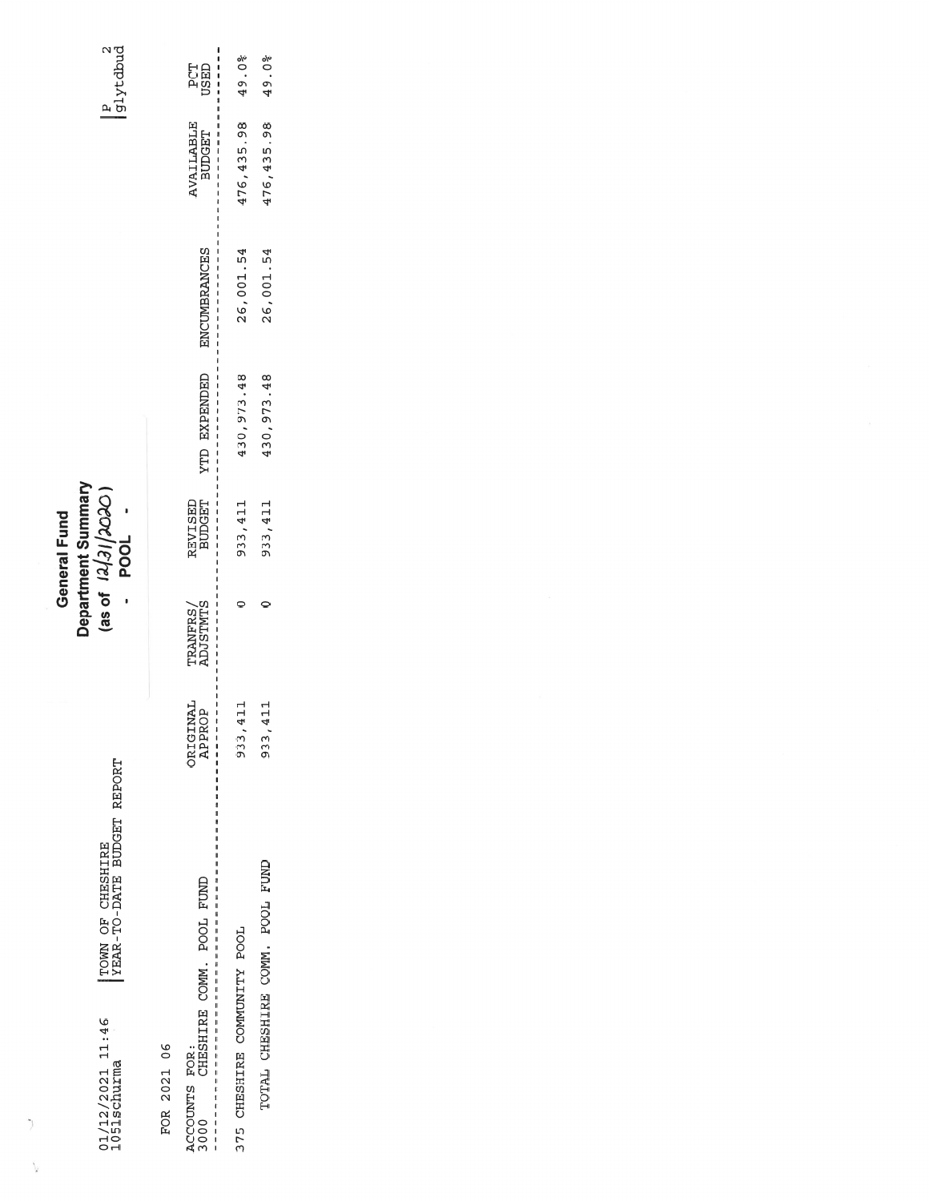01/12/2021 11:46 | TOWN OF CHESHIRE
1051schurma | YEAR-TO-DATE BUDGET REPORT

# General Fund
## Department Summary
## (as of 12/31/2020)
## - POOL -

FOR 2021 06

| ACCOUNTS FOR: 3000 CHESHIRE COMM. POOL FUND | ORIGINAL APPROP | TRANFRS/ ADJSTMTS | REVISED BUDGET | YTD EXPENDED | ENCUMBRANCES | AVAILABLE BUDGET | PCT USED |
|---|---|---|---|---|---|---|---|
| 375 CHESHIRE COMMUNITY POOL | 933,411 | 0 | 933,411 | 430,973.48 | 26,001.54 | 476,435.98 | 49.0% |
| TOTAL CHESHIRE COMM. POOL FUND | 933,411 | 0 | 933,411 | 430,973.48 | 26,001.54 | 476,435.98 | 49.0% |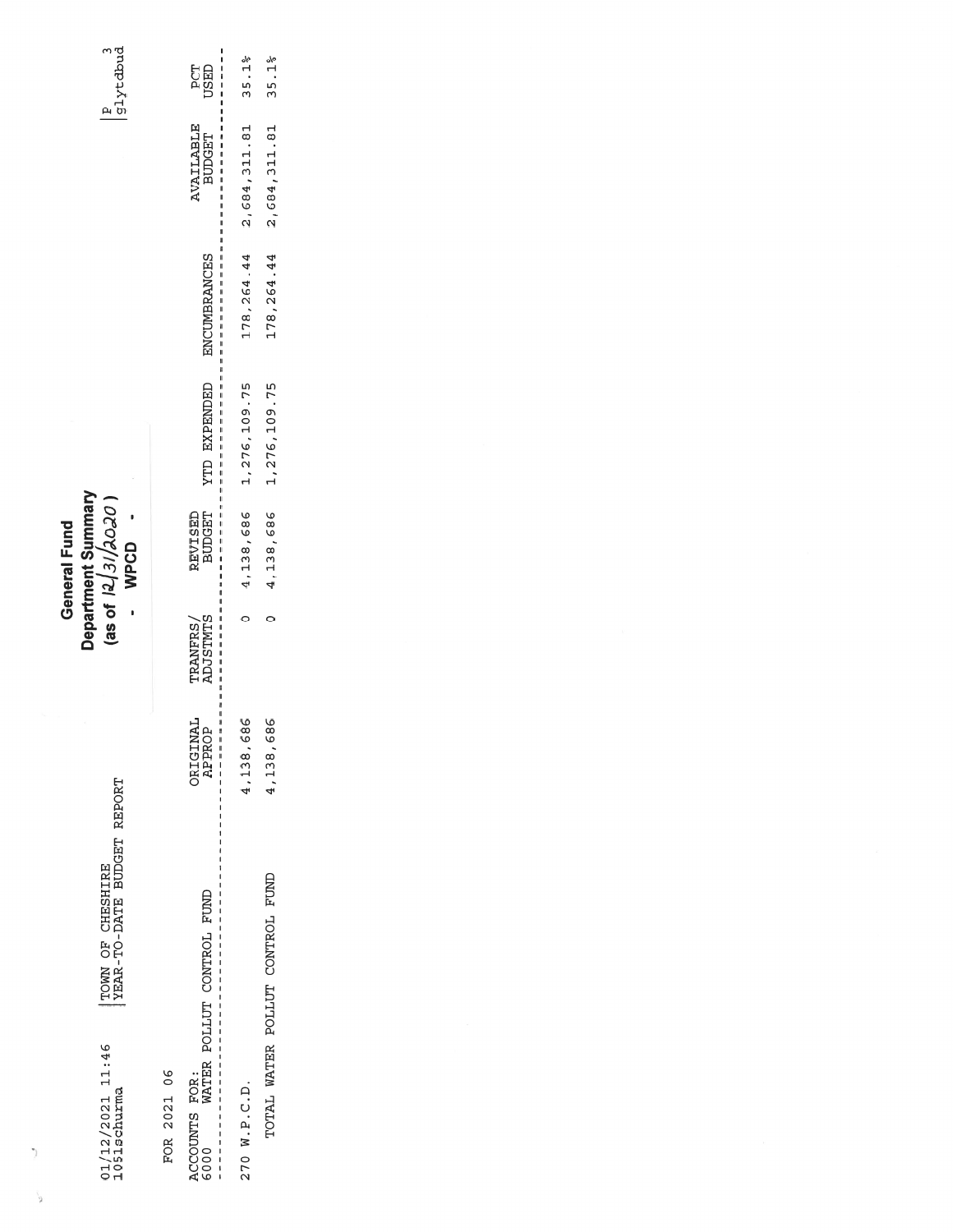01/12/2021 11:46 | TOWN OF CHESHIRE
1051schurma | YEAR-TO-DATE BUDGET REPORT

# General Fund
## Department Summary
## (as of 12/31/2020)
## - WPCD -

P 3
glytdbud

FOR 2021 06

| ACCOUNTS FOR: 6000 WATER POLLUT CONTROL FUND | ORIGINAL APPROP | TRANFRS/ ADJSTMTS | REVISED BUDGET | YTD EXPENDED | ENCUMBRANCES | AVAILABLE BUDGET | PCT USED |
|---|---|---|---|---|---|---|---|
| 270 W.P.C.D. | 4,138,686 | 0 | 4,138,686 | 1,276,109.75 | 178,264.44 | 2,684,311.81 | 35.1% |
| TOTAL WATER POLLUT CONTROL FUND | 4,138,686 | 0 | 4,138,686 | 1,276,109.75 | 178,264.44 | 2,684,311.81 | 35.1% |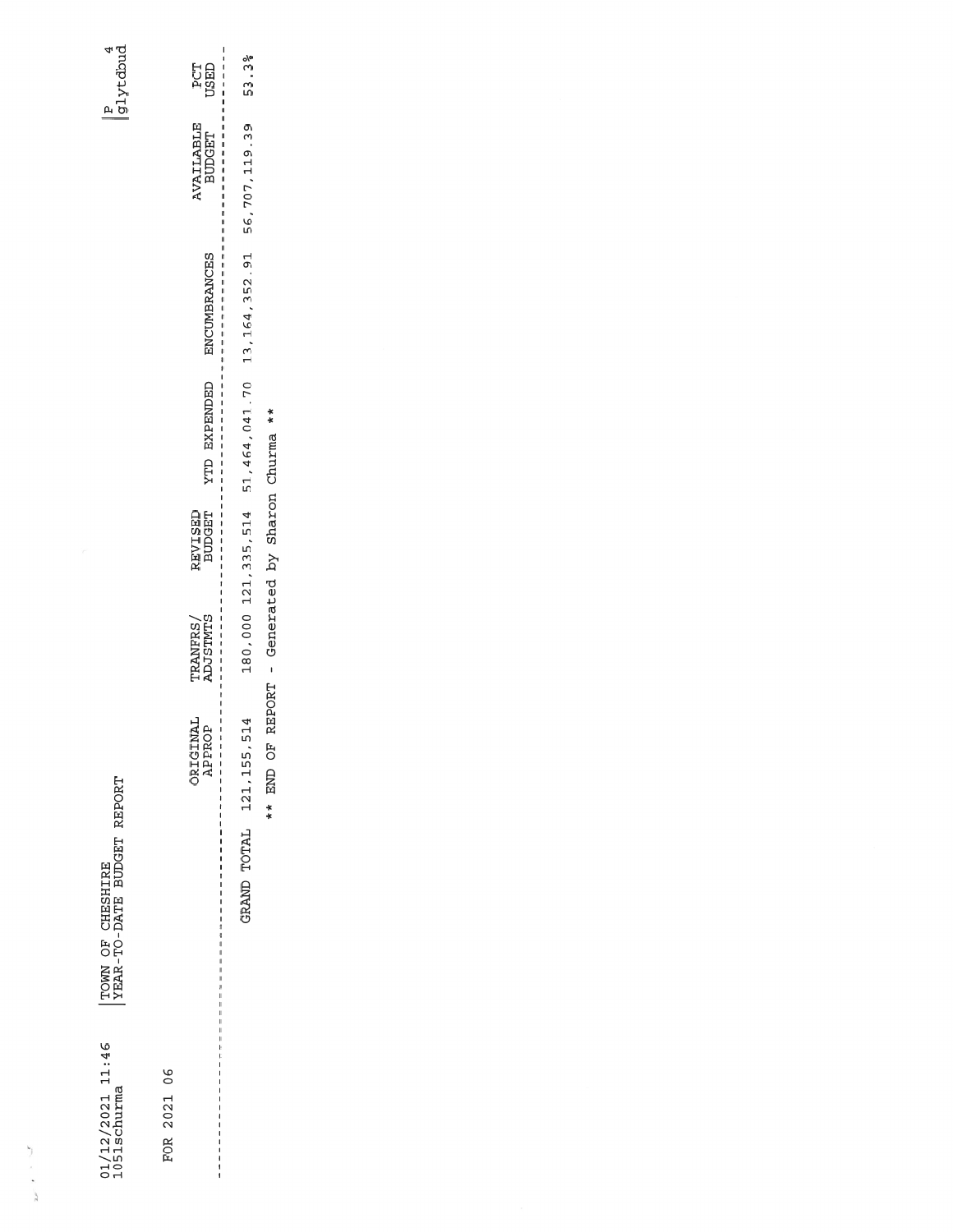01/12/2021 11:46
1051schurma

TOWN OF CHESHIRE
YEAR-TO-DATE BUDGET REPORT

P 4
glytdbud

FOR 2021 06

| | ORIGINAL APPROP | TRANFRS/ ADJSTMTS | REVISED BUDGET | YTD EXPENDED | ENCUMBRANCES | AVAILABLE BUDGET | PCT USED |
|---|---|---|---|---|---|---|---|
| GRAND TOTAL | 121,155,514 | 180,000 | 121,335,514 | 51,464,041.70 | 13,164,352.91 | 56,707,119.39 | 53.3% |

** END OF REPORT - Generated by Sharon Churma **